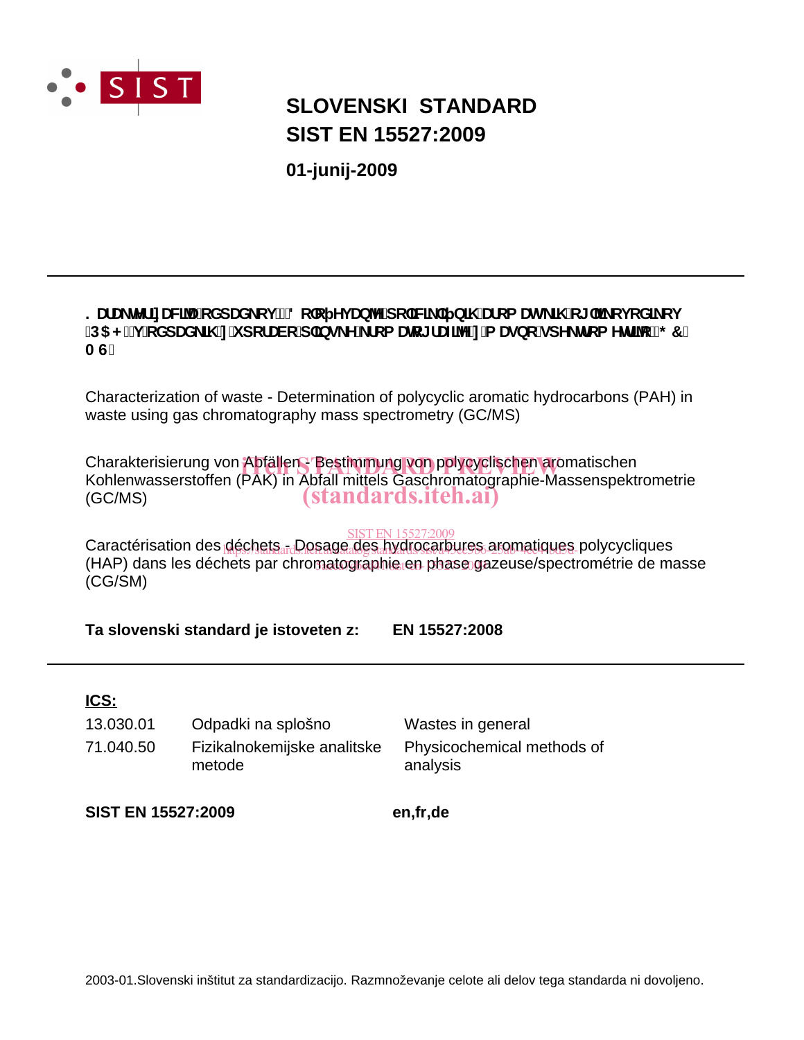# SLOVENSKI STANDARD
# SIST EN 15527:2009

**01-junij-2009**

---

**. DUDNWHUL]DFLMD RGSDGNRY ' RORþHYDQMH SROLFLNOLþQLK DURPDWVNLK RJOMLNRYRGLNRY 3$+ Y RGSDGNLK] XSRUDER SOLQVNH NURPDWRJUDILMH] PDVQR VSHNWURPHWULMR * & 0 6**

Characterization of waste - Determination of polycyclic aromatic hydrocarbons (PAH) in waste using gas chromatography mass spectrometry (GC/MS)

Charakterisierung von Abfällen - Bestimmung von polycyclischen aromatischen Kohlenwasserstoffen (PAK) in Abfall mittels Gaschromatographie-Massenspektrometrie (GC/MS)

Caractérisation des déchets - Dosage des hydrocarbures aromatiques polycycliques (HAP) dans les déchets par chromatographie en phase gazeuse/spectrométrie de masse (CG/SM)

**Ta slovenski standard je istoveten z: EN 15527:2008**

---

**ICS:**

| | | |
|---|---|---|
| 13.030.01 | Odpadki na splošno | Wastes in general |
| 71.040.50 | Fizikalnokemijske analitske metode | Physicochemical methods of analysis |

**SIST EN 15527:2009** **en,fr,de**

2003-01.Slovenski inštitut za standardizacijo. Razmnoževanje celote ali delov tega standarda ni dovoljeno.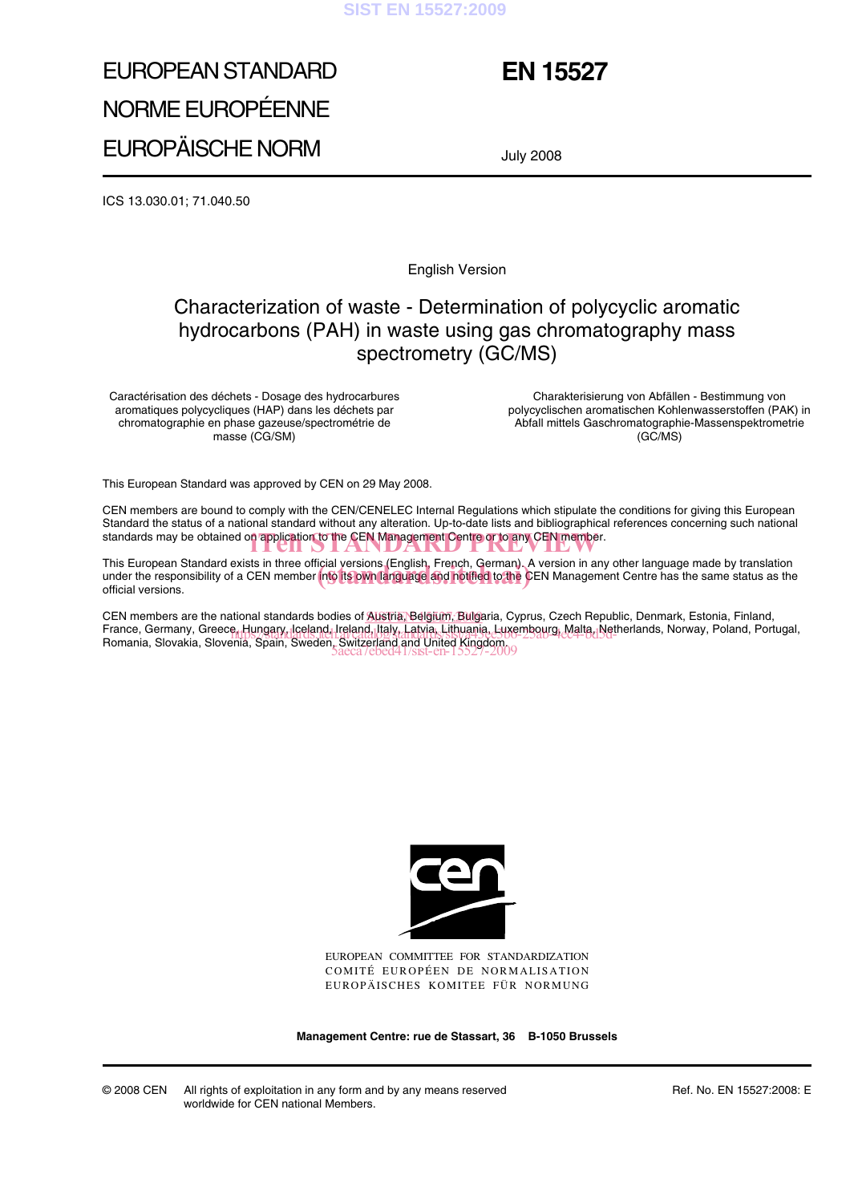# EUROPEAN STANDARD
# NORME EUROPÉENNE
# EUROPÄISCHE NORM

# EN 15527

July 2008

ICS 13.030.01; 71.040.50

English Version

## Characterization of waste - Determination of polycyclic aromatic hydrocarbons (PAH) in waste using gas chromatography mass spectrometry (GC/MS)

Caractérisation des déchets - Dosage des hydrocarbures aromatiques polycycliques (HAP) dans les déchets par chromatographie en phase gazeuse/spectrométrie de masse (CG/SM)

Charakterisierung von Abfällen - Bestimmung von polycyclischen aromatischen Kohlenwasserstoffen (PAK) in Abfall mittels Gaschromatographie-Massenspektrometrie (GC/MS)

This European Standard was approved by CEN on 29 May 2008.

CEN members are bound to comply with the CEN/CENELEC Internal Regulations which stipulate the conditions for giving this European Standard the status of a national standard without any alteration. Up-to-date lists and bibliographical references concerning such national standards may be obtained on application to the CEN Management Centre or to any CEN member.

This European Standard exists in three official versions (English, French, German). A version in any other language made by translation under the responsibility of a CEN member into its own language and notified to the CEN Management Centre has the same status as the official versions.

CEN members are the national standards bodies of Austria, Belgium, Bulgaria, Cyprus, Czech Republic, Denmark, Estonia, Finland, France, Germany, Greece, Hungary, Iceland, Ireland, Italy, Latvia, Lithuania, Luxembourg, Malta, Netherlands, Norway, Poland, Portugal, Romania, Slovakia, Slovenia, Spain, Sweden, Switzerland and United Kingdom.

EUROPEAN COMMITTEE FOR STANDARDIZATION
COMITÉ EUROPÉEN DE NORMALISATION
EUROPÄISCHES KOMITEE FÜR NORMUNG

**Management Centre: rue de Stassart, 36 B-1050 Brussels**

© 2008 CEN All rights of exploitation in any form and by any means reserved worldwide for CEN national Members.

Ref. No. EN 15527:2008: E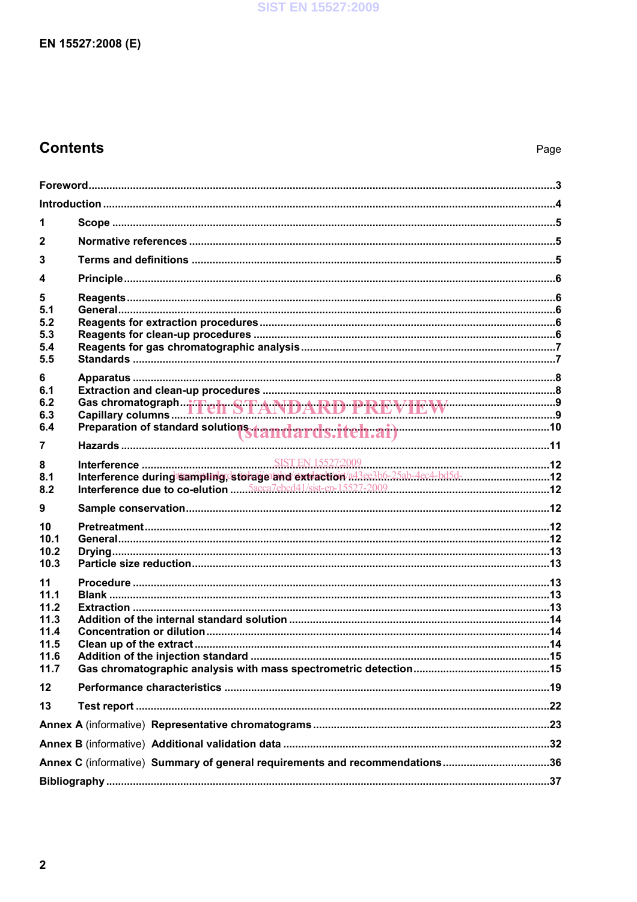## Contents

Page

Foreword ...3

Introduction ...4

1 Scope ...5

2 Normative references ...5

3 Terms and definitions ...5

4 Principle ...6

5 Reagents ...6
5.1 General ...6
5.2 Reagents for extraction procedures ...6
5.3 Reagents for clean-up procedures ...6
5.4 Reagents for gas chromatographic analysis ...7
5.5 Standards ...7

6 Apparatus ...8
6.1 Extraction and clean-up procedures ...8
6.2 Gas chromatograph ...9
6.3 Capillary columns ...9
6.4 Preparation of standard solutions ...10

7 Hazards ...11

8 Interference ...12
8.1 Interference during sampling, storage and extraction ...12
8.2 Interference due to co-elution ...12

9 Sample conservation ...12

10 Pretreatment ...12
10.1 General ...12
10.2 Drying ...13
10.3 Particle size reduction ...13

11 Procedure ...13
11.1 Blank ...13
11.2 Extraction ...13
11.3 Addition of the internal standard solution ...14
11.4 Concentration or dilution ...14
11.5 Clean up of the extract ...14
11.6 Addition of the injection standard ...15
11.7 Gas chromatographic analysis with mass spectrometric detection ...15

12 Performance characteristics ...19

13 Test report ...22

Annex A (informative) Representative chromatograms ...23

Annex B (informative) Additional validation data ...32

Annex C (informative) Summary of general requirements and recommendations ...36

Bibliography ...37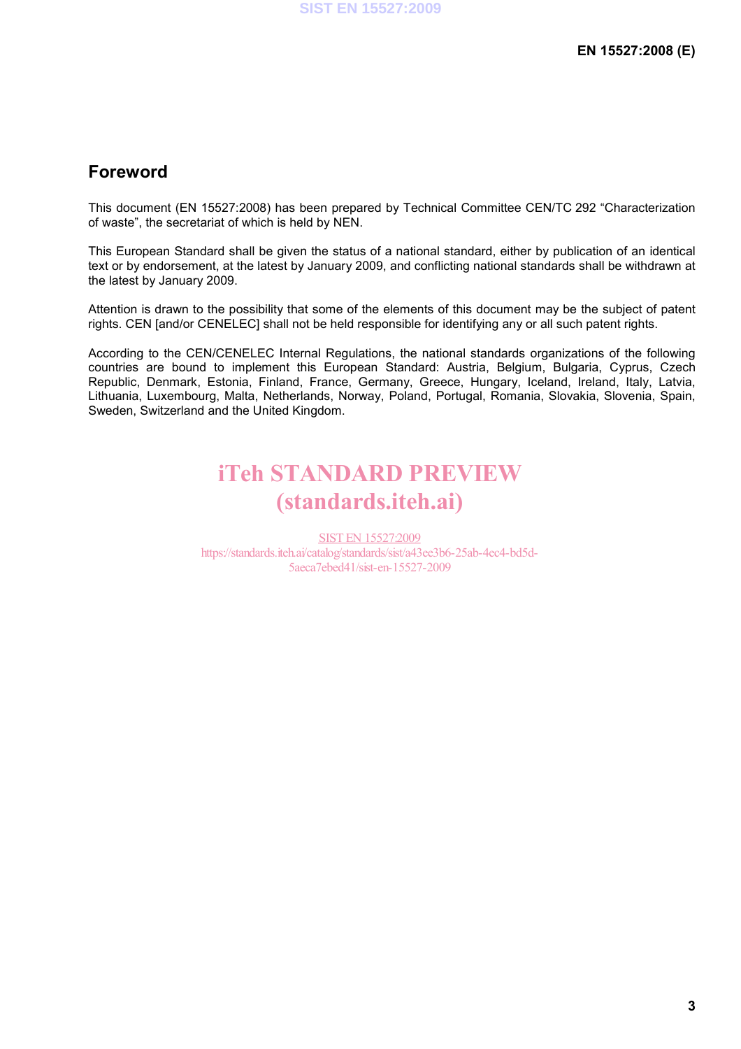## Foreword

This document (EN 15527:2008) has been prepared by Technical Committee CEN/TC 292 “Characterization of waste”, the secretariat of which is held by NEN.

This European Standard shall be given the status of a national standard, either by publication of an identical text or by endorsement, at the latest by January 2009, and conflicting national standards shall be withdrawn at the latest by January 2009.

Attention is drawn to the possibility that some of the elements of this document may be the subject of patent rights. CEN [and/or CENELEC] shall not be held responsible for identifying any or all such patent rights.

According to the CEN/CENELEC Internal Regulations, the national standards organizations of the following countries are bound to implement this European Standard: Austria, Belgium, Bulgaria, Cyprus, Czech Republic, Denmark, Estonia, Finland, France, Germany, Greece, Hungary, Iceland, Ireland, Italy, Latvia, Lithuania, Luxembourg, Malta, Netherlands, Norway, Poland, Portugal, Romania, Slovakia, Slovenia, Spain, Sweden, Switzerland and the United Kingdom.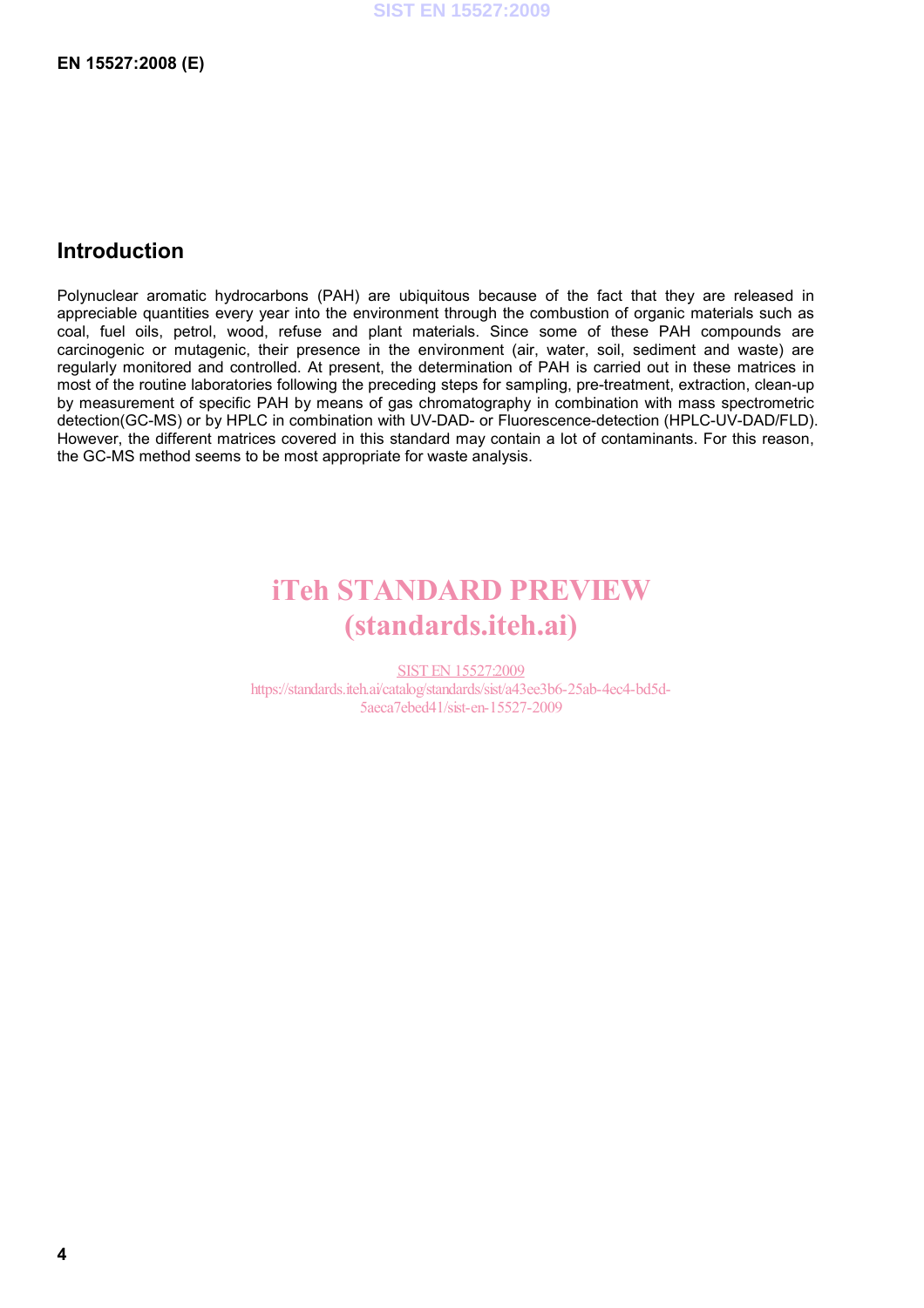## Introduction

Polynuclear aromatic hydrocarbons (PAH) are ubiquitous because of the fact that they are released in appreciable quantities every year into the environment through the combustion of organic materials such as coal, fuel oils, petrol, wood, refuse and plant materials. Since some of these PAH compounds are carcinogenic or mutagenic, their presence in the environment (air, water, soil, sediment and waste) are regularly monitored and controlled. At present, the determination of PAH is carried out in these matrices in most of the routine laboratories following the preceding steps for sampling, pre-treatment, extraction, clean-up by measurement of specific PAH by means of gas chromatography in combination with mass spectrometric detection(GC-MS) or by HPLC in combination with UV-DAD- or Fluorescence-detection (HPLC-UV-DAD/FLD). However, the different matrices covered in this standard may contain a lot of contaminants. For this reason, the GC-MS method seems to be most appropriate for waste analysis.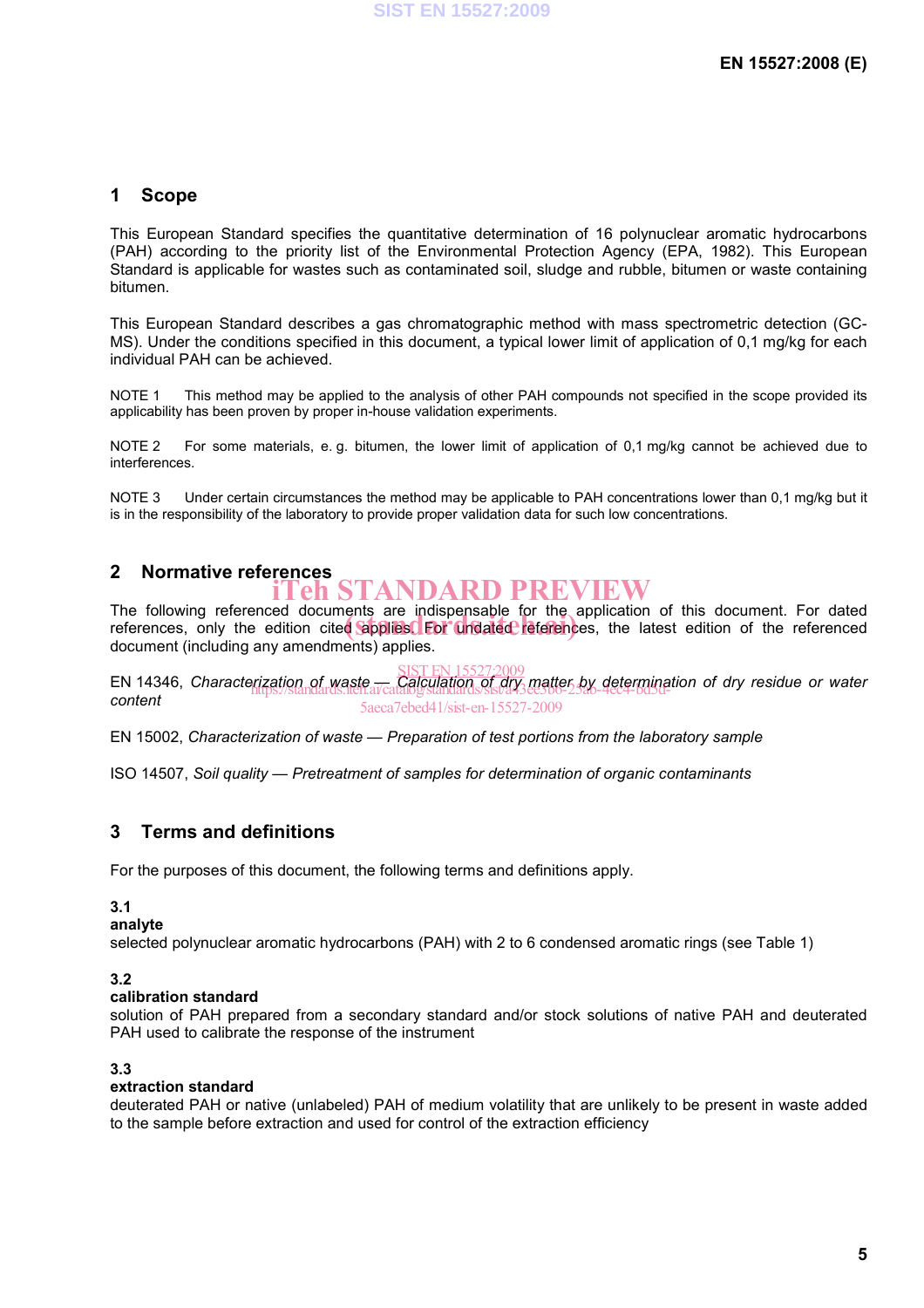## 1 Scope

This European Standard specifies the quantitative determination of 16 polynuclear aromatic hydrocarbons (PAH) according to the priority list of the Environmental Protection Agency (EPA, 1982). This European Standard is applicable for wastes such as contaminated soil, sludge and rubble, bitumen or waste containing bitumen.

This European Standard describes a gas chromatographic method with mass spectrometric detection (GC-MS). Under the conditions specified in this document, a typical lower limit of application of 0,1 mg/kg for each individual PAH can be achieved.

NOTE 1 This method may be applied to the analysis of other PAH compounds not specified in the scope provided its applicability has been proven by proper in-house validation experiments.

NOTE 2 For some materials, e. g. bitumen, the lower limit of application of 0,1 mg/kg cannot be achieved due to interferences.

NOTE 3 Under certain circumstances the method may be applicable to PAH concentrations lower than 0,1 mg/kg but it is in the responsibility of the laboratory to provide proper validation data for such low concentrations.

## 2 Normative references

The following referenced documents are indispensable for the application of this document. For dated references, only the edition cited applies. For undated references, the latest edition of the referenced document (including any amendments) applies.

EN 14346, *Characterization of waste — Calculation of dry matter by determination of dry residue or water content*

EN 15002, *Characterization of waste — Preparation of test portions from the laboratory sample*

ISO 14507, *Soil quality — Pretreatment of samples for determination of organic contaminants*

## 3 Terms and definitions

For the purposes of this document, the following terms and definitions apply.

**3.1**
**analyte**
selected polynuclear aromatic hydrocarbons (PAH) with 2 to 6 condensed aromatic rings (see Table 1)

**3.2**
**calibration standard**
solution of PAH prepared from a secondary standard and/or stock solutions of native PAH and deuterated PAH used to calibrate the response of the instrument

**3.3**
**extraction standard**
deuterated PAH or native (unlabeled) PAH of medium volatility that are unlikely to be present in waste added to the sample before extraction and used for control of the extraction efficiency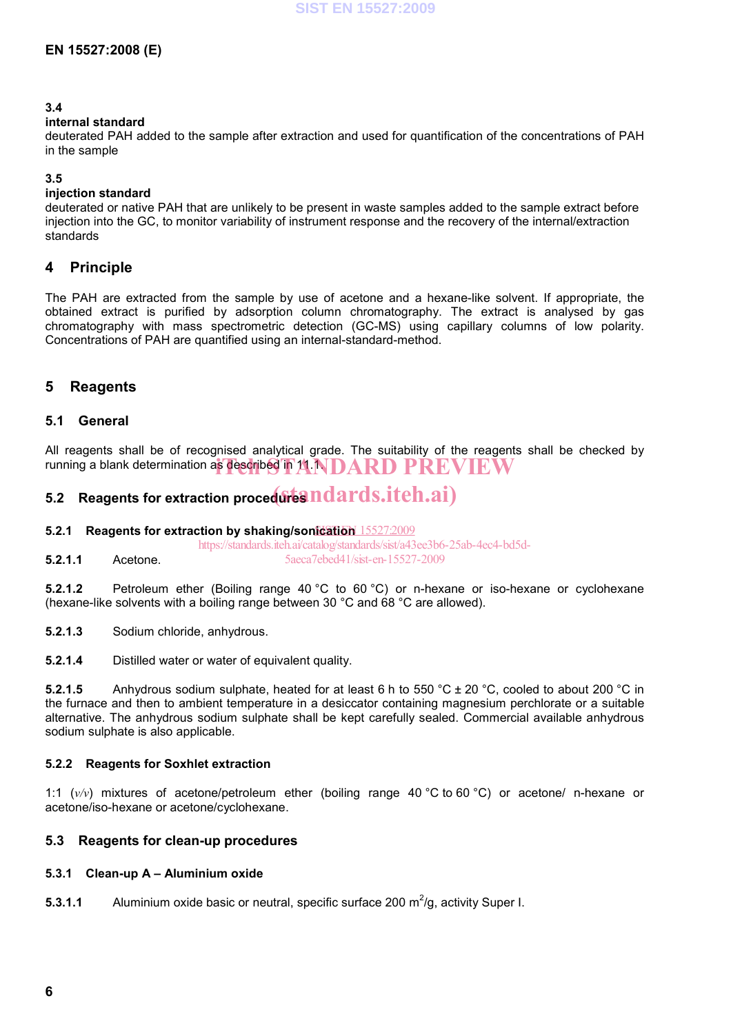**3.4**
**internal standard**
deuterated PAH added to the sample after extraction and used for quantification of the concentrations of PAH in the sample

**3.5**
**injection standard**
deuterated or native PAH that are unlikely to be present in waste samples added to the sample extract before injection into the GC, to monitor variability of instrument response and the recovery of the internal/extraction standards

# 4 Principle

The PAH are extracted from the sample by use of acetone and a hexane-like solvent. If appropriate, the obtained extract is purified by adsorption column chromatography. The extract is analysed by gas chromatography with mass spectrometric detection (GC-MS) using capillary columns of low polarity. Concentrations of PAH are quantified using an internal-standard-method.

# 5 Reagents

## 5.1 General

All reagents shall be of recognised analytical grade. The suitability of the reagents shall be checked by running a blank determination as described in 11.1.

## 5.2 Reagents for extraction procedures

### 5.2.1 Reagents for extraction by shaking/sonication

**5.2.1.1** Acetone.

**5.2.1.2** Petroleum ether (Boiling range 40 °C to 60 °C) or n-hexane or iso-hexane or cyclohexane (hexane-like solvents with a boiling range between 30 °C and 68 °C are allowed).

**5.2.1.3** Sodium chloride, anhydrous.

**5.2.1.4** Distilled water or water of equivalent quality.

**5.2.1.5** Anhydrous sodium sulphate, heated for at least 6 h to 550 °C ± 20 °C, cooled to about 200 °C in the furnace and then to ambient temperature in a desiccator containing magnesium perchlorate or a suitable alternative. The anhydrous sodium sulphate shall be kept carefully sealed. Commercial available anhydrous sodium sulphate is also applicable.

### 5.2.2 Reagents for Soxhlet extraction

1:1 (*v/v*) mixtures of acetone/petroleum ether (boiling range 40 °C to 60 °C) or acetone/ n-hexane or acetone/iso-hexane or acetone/cyclohexane.

## 5.3 Reagents for clean-up procedures

### 5.3.1 Clean-up A – Aluminium oxide

**5.3.1.1** Aluminium oxide basic or neutral, specific surface 200 $m^2/g$, activity Super I.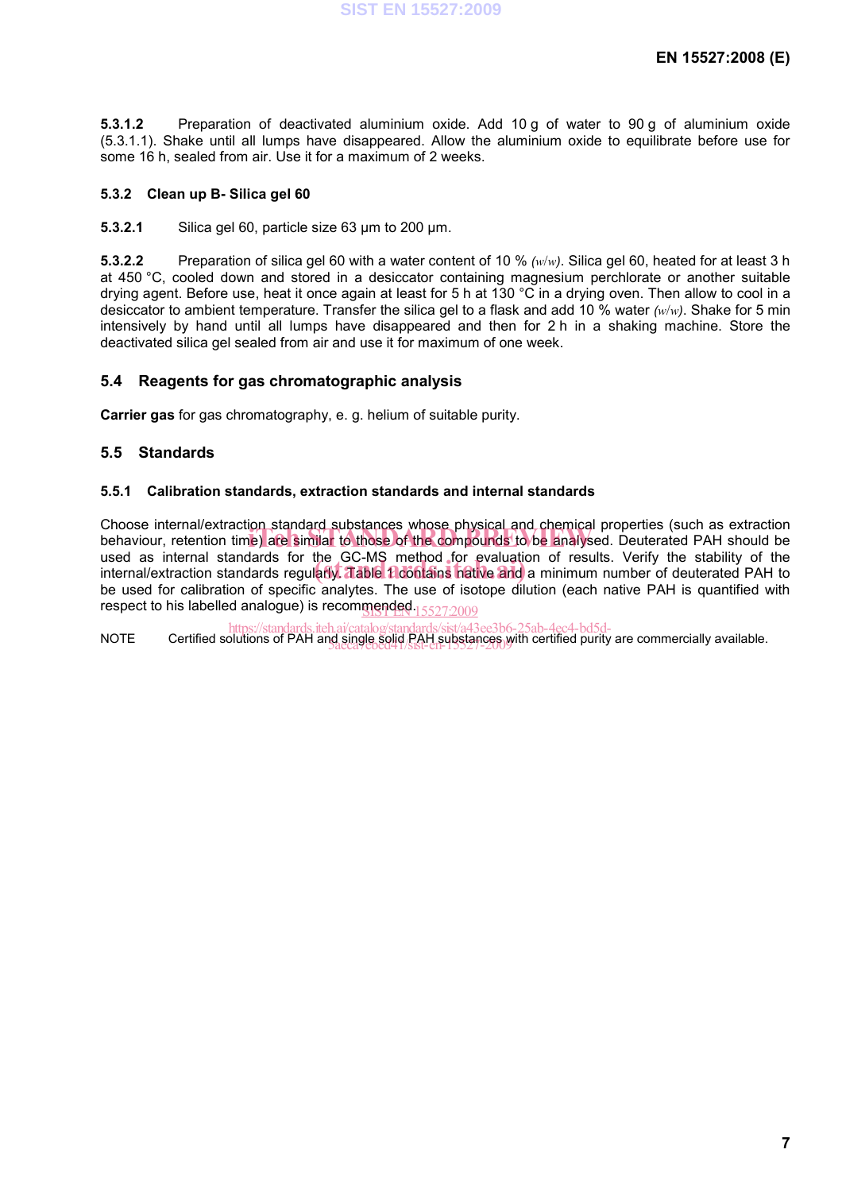**5.3.1.2** Preparation of deactivated aluminium oxide. Add 10 g of water to 90 g of aluminium oxide (5.3.1.1). Shake until all lumps have disappeared. Allow the aluminium oxide to equilibrate before use for some 16 h, sealed from air. Use it for a maximum of 2 weeks.

### 5.3.2 Clean up B- Silica gel 60

**5.3.2.1** Silica gel 60, particle size 63 µm to 200 µm.

**5.3.2.2** Preparation of silica gel 60 with a water content of 10 % *(w/w)*. Silica gel 60, heated for at least 3 h at 450 °C, cooled down and stored in a desiccator containing magnesium perchlorate or another suitable drying agent. Before use, heat it once again at least for 5 h at 130 °C in a drying oven. Then allow to cool in a desiccator to ambient temperature. Transfer the silica gel to a flask and add 10 % water *(w/w)*. Shake for 5 min intensively by hand until all lumps have disappeared and then for 2 h in a shaking machine. Store the deactivated silica gel sealed from air and use it for maximum of one week.

## 5.4 Reagents for gas chromatographic analysis

**Carrier gas** for gas chromatography, e. g. helium of suitable purity.

## 5.5 Standards

### 5.5.1 Calibration standards, extraction standards and internal standards

Choose internal/extraction standard substances whose physical and chemical properties (such as extraction behaviour, retention time) are similar to those of the compounds to be analysed. Deuterated PAH should be used as internal standards for the GC-MS method for evaluation of results. Verify the stability of the internal/extraction standards regularly. Table 1 contains native and a minimum number of deuterated PAH to be used for calibration of specific analytes. The use of isotope dilution (each native PAH is quantified with respect to his labelled analogue) is recommended.

NOTE Certified solutions of PAH and single solid PAH substances with certified purity are commercially available.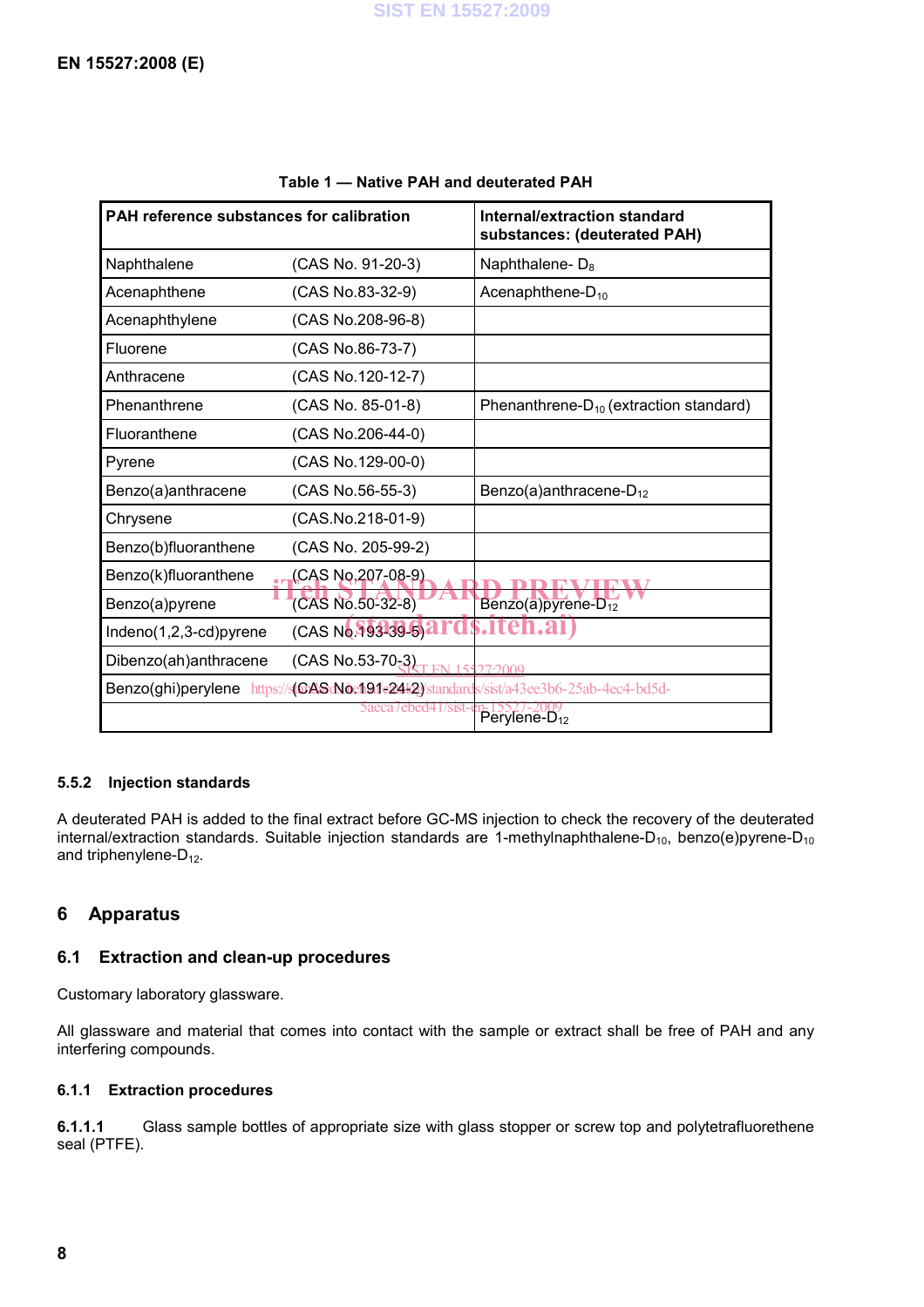Table 1 — Native PAH and deuterated PAH

| PAH reference substances for calibration | | Internal/extraction standard substances: (deuterated PAH) |
|---|---|---|
| Naphthalene | (CAS No. 91-20-3) | Naphthalene- $D_8$ |
| Acenaphthene | (CAS No.83-32-9) | Acenaphthene-$D_{10}$ |
| Acenaphthylene | (CAS No.208-96-8) | |
| Fluorene | (CAS No.86-73-7) | |
| Anthracene | (CAS No.120-12-7) | |
| Phenanthrene | (CAS No. 85-01-8) | Phenanthrene-$D_{10}$ (extraction standard) |
| Fluoranthene | (CAS No.206-44-0) | |
| Pyrene | (CAS No.129-00-0) | |
| Benzo(a)anthracene | (CAS No.56-55-3) | Benzo(a)anthracene-$D_{12}$ |
| Chrysene | (CAS.No.218-01-9) | |
| Benzo(b)fluoranthene | (CAS No. 205-99-2) | |
| Benzo(k)fluoranthene | (CAS No.207-08-9) | |
| Benzo(a)pyrene | (CAS No.50-32-8) | Benzo(a)pyrene-$D_{12}$ |
| Indeno(1,2,3-cd)pyrene | (CAS No.193-39-5) | |
| Dibenzo(ah)anthracene | (CAS No.53-70-3) | |
| Benzo(ghi)perylene | (CAS No.191-24-2) | |
| | | Perylene-$D_{12}$ |

### 5.5.2 Injection standards

A deuterated PAH is added to the final extract before GC-MS injection to check the recovery of the deuterated internal/extraction standards. Suitable injection standards are 1-methylnaphthalene-$D_{10}$, benzo(e)pyrene-$D_{10}$ and triphenylene-$D_{12}$.

## 6 Apparatus

### 6.1 Extraction and clean-up procedures

Customary laboratory glassware.

All glassware and material that comes into contact with the sample or extract shall be free of PAH and any interfering compounds.

#### 6.1.1 Extraction procedures

**6.1.1.1** Glass sample bottles of appropriate size with glass stopper or screw top and polytetrafluorethene seal (PTFE).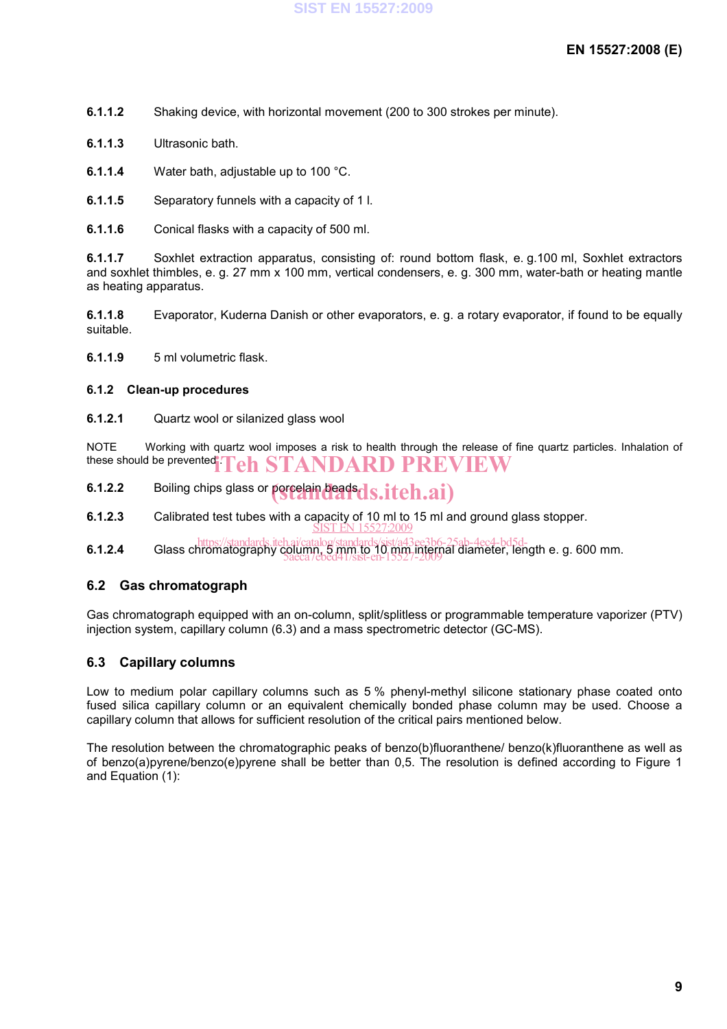**6.1.1.2** Shaking device, with horizontal movement (200 to 300 strokes per minute).

**6.1.1.3** Ultrasonic bath.

**6.1.1.4** Water bath, adjustable up to 100 °C.

**6.1.1.5** Separatory funnels with a capacity of 1 l.

**6.1.1.6** Conical flasks with a capacity of 500 ml.

**6.1.1.7** Soxhlet extraction apparatus, consisting of: round bottom flask, e. g.100 ml, Soxhlet extractors and soxhlet thimbles, e. g. 27 mm x 100 mm, vertical condensers, e. g. 300 mm, water-bath or heating mantle as heating apparatus.

**6.1.1.8** Evaporator, Kuderna Danish or other evaporators, e. g. a rotary evaporator, if found to be equally suitable.

**6.1.1.9** 5 ml volumetric flask.

### 6.1.2 Clean-up procedures

**6.1.2.1** Quartz wool or silanized glass wool

NOTE Working with quartz wool imposes a risk to health through the release of fine quartz particles. Inhalation of these should be prevented.

**6.1.2.2** Boiling chips glass or porcelain beads.

**6.1.2.3** Calibrated test tubes with a capacity of 10 ml to 15 ml and ground glass stopper.

**6.1.2.4** Glass chromatography column, 5 mm to 10 mm internal diameter, length e. g. 600 mm.

## 6.2 Gas chromatograph

Gas chromatograph equipped with an on-column, split/splitless or programmable temperature vaporizer (PTV) injection system, capillary column (6.3) and a mass spectrometric detector (GC-MS).

## 6.3 Capillary columns

Low to medium polar capillary columns such as 5 % phenyl-methyl silicone stationary phase coated onto fused silica capillary column or an equivalent chemically bonded phase column may be used. Choose a capillary column that allows for sufficient resolution of the critical pairs mentioned below.

The resolution between the chromatographic peaks of benzo(b)fluoranthene/ benzo(k)fluoranthene as well as of benzo(a)pyrene/benzo(e)pyrene shall be better than 0,5. The resolution is defined according to Figure 1 and Equation (1):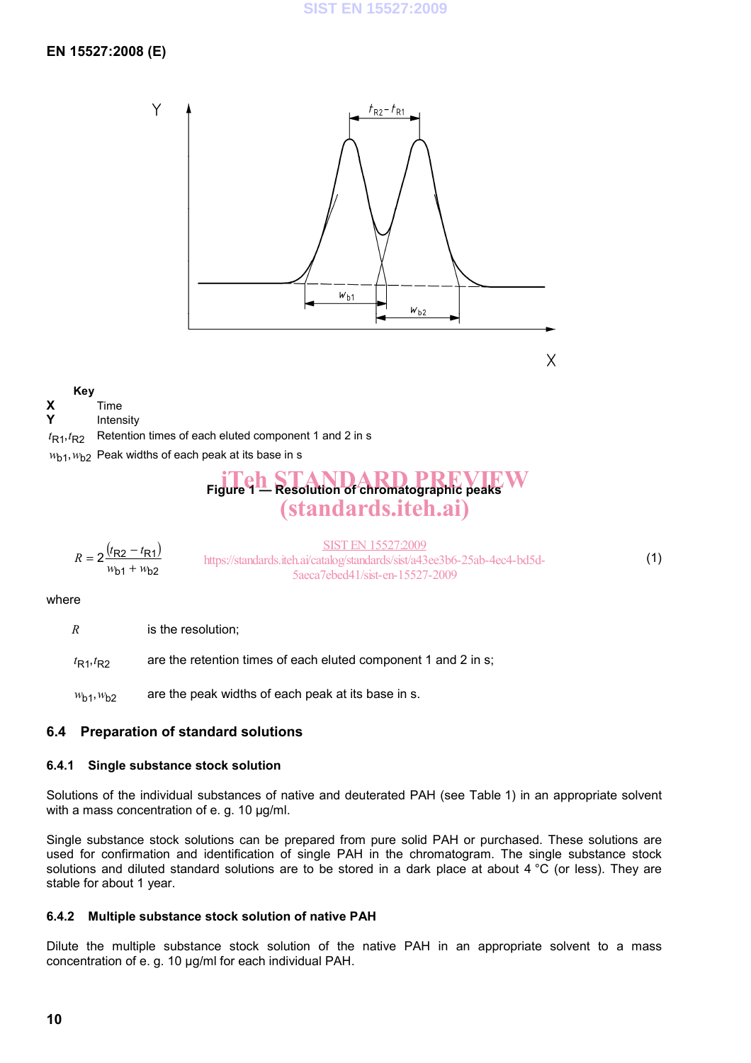Y

$t_{R2} - t_{R1}$

$w_{b1}$

$w_{b2}$

X

**Key**

**X** Time

**Y** Intensity

$t_{R1}$,$t_{R2}$ Retention times of each eluted component 1 and 2 in s

$w_{b1}$,$w_{b2}$ Peak widths of each peak at its base in s

**Figure 1 — Resolution of chromatographic peaks**

$$R = 2\frac{(t_{R2} - t_{R1})}{w_{b1} + w_{b2}} \quad (1)$$

where

| | |
|---|---|
| $R$ | is the resolution; |
| $t_{R1}$,$t_{R2}$ | are the retention times of each eluted component 1 and 2 in s; |
| $w_{b1}$,$w_{b2}$ | are the peak widths of each peak at its base in s. |

## 6.4 Preparation of standard solutions

### 6.4.1 Single substance stock solution

Solutions of the individual substances of native and deuterated PAH (see Table 1) in an appropriate solvent with a mass concentration of e. g. 10 µg/ml.

Single substance stock solutions can be prepared from pure solid PAH or purchased. These solutions are used for confirmation and identification of single PAH in the chromatogram. The single substance stock solutions and diluted standard solutions are to be stored in a dark place at about 4 °C (or less). They are stable for about 1 year.

### 6.4.2 Multiple substance stock solution of native PAH

Dilute the multiple substance stock solution of the native PAH in an appropriate solvent to a mass concentration of e. g. 10 µg/ml for each individual PAH.